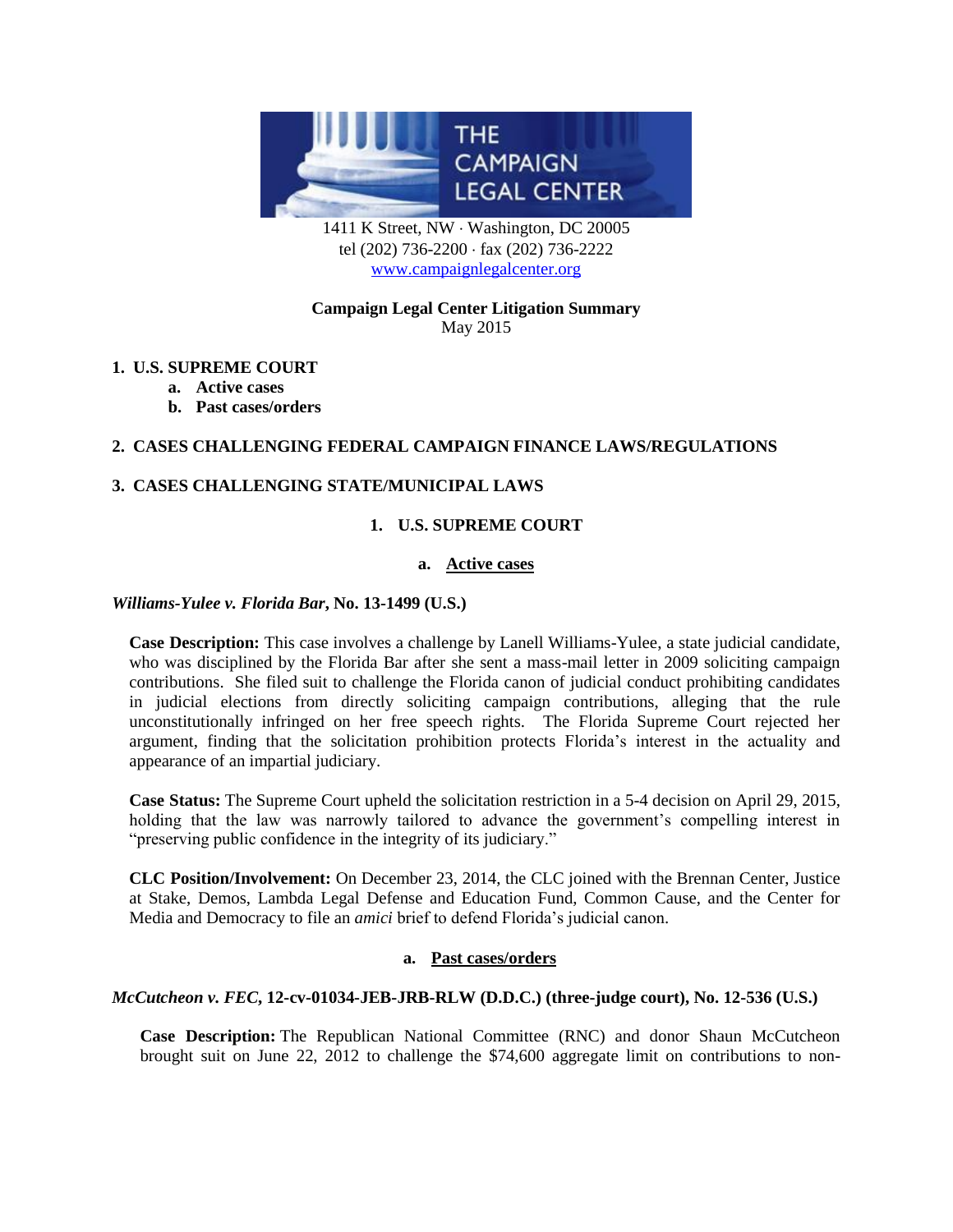THE CAMPAIGN LEGAL CENTER

1411 K Street, NW · Washington, DC 20005
tel (202) 736-2200 · fax (202) 736-2222
www.campaignlegalcenter.org

**Campaign Legal Center Litigation Summary**
May 2015

1. **U.S. SUPREME COURT**
   a. **Active cases**
   b. **Past cases/orders**

2. **CASES CHALLENGING FEDERAL CAMPAIGN FINANCE LAWS/REGULATIONS**

3. **CASES CHALLENGING STATE/MUNICIPAL LAWS**

## 1. U.S. SUPREME COURT

### a. Active cases

***Williams-Yulee v. Florida Bar*, No. 13-1499 (U.S.)**

**Case Description:** This case involves a challenge by Lanell Williams-Yulee, a state judicial candidate, who was disciplined by the Florida Bar after she sent a mass-mail letter in 2009 soliciting campaign contributions. She filed suit to challenge the Florida canon of judicial conduct prohibiting candidates in judicial elections from directly soliciting campaign contributions, alleging that the rule unconstitutionally infringed on her free speech rights. The Florida Supreme Court rejected her argument, finding that the solicitation prohibition protects Florida's interest in the actuality and appearance of an impartial judiciary.

**Case Status:** The Supreme Court upheld the solicitation restriction in a 5-4 decision on April 29, 2015, holding that the law was narrowly tailored to advance the government's compelling interest in "preserving public confidence in the integrity of its judiciary."

**CLC Position/Involvement:** On December 23, 2014, the CLC joined with the Brennan Center, Justice at Stake, Demos, Lambda Legal Defense and Education Fund, Common Cause, and the Center for Media and Democracy to file an *amici* brief to defend Florida's judicial canon.

### a. Past cases/orders

***McCutcheon v. FEC*, 12-cv-01034-JEB-JRB-RLW (D.D.C.) (three-judge court), No. 12-536 (U.S.)**

**Case Description:** The Republican National Committee (RNC) and donor Shaun McCutcheon brought suit on June 22, 2012 to challenge the $74,600 aggregate limit on contributions to non-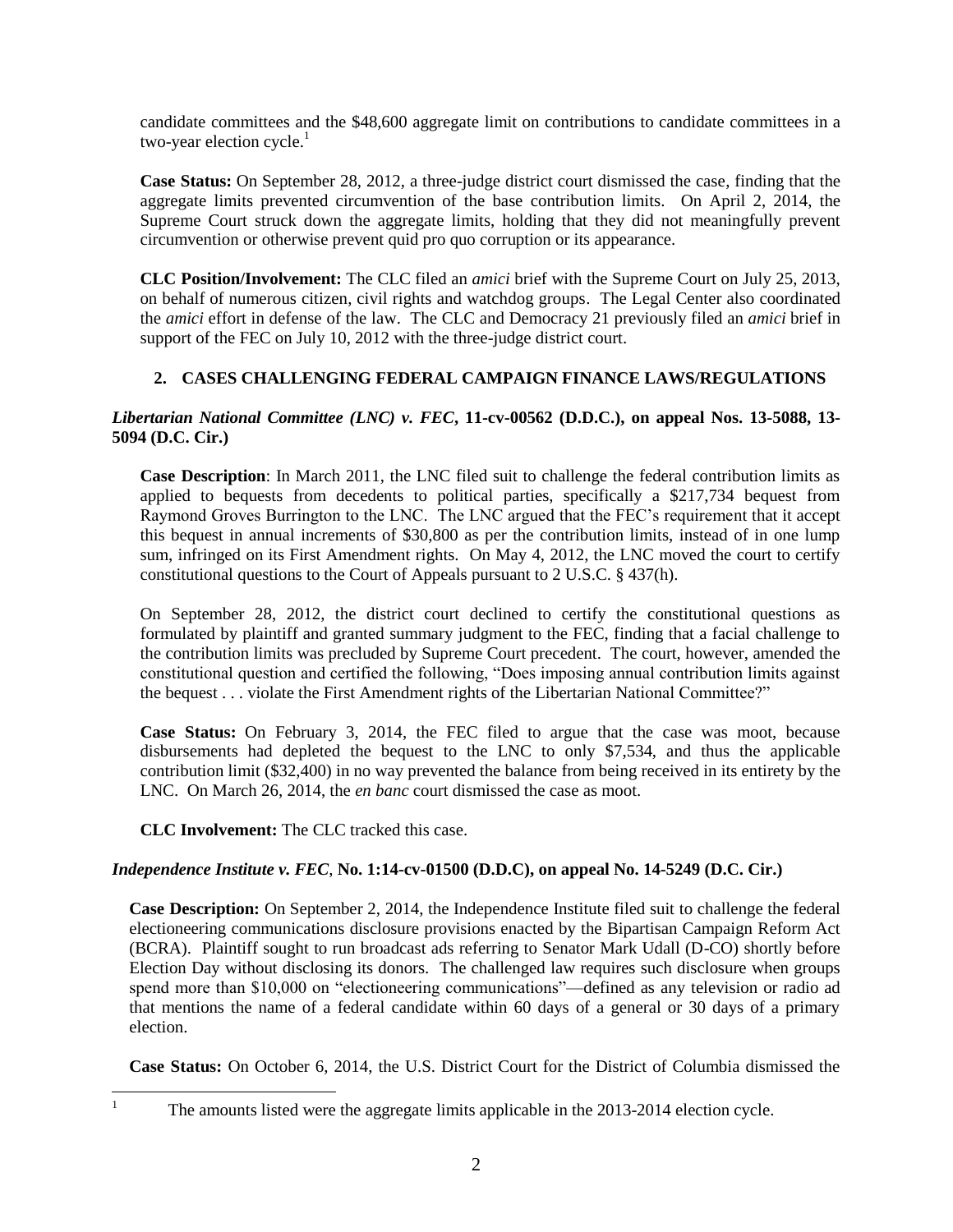candidate committees and the $48,600 aggregate limit on contributions to candidate committees in a two-year election cycle.[1]

**Case Status:** On September 28, 2012, a three-judge district court dismissed the case, finding that the aggregate limits prevented circumvention of the base contribution limits. On April 2, 2014, the Supreme Court struck down the aggregate limits, holding that they did not meaningfully prevent circumvention or otherwise prevent quid pro quo corruption or its appearance.

**CLC Position/Involvement:** The CLC filed an *amici* brief with the Supreme Court on July 25, 2013, on behalf of numerous citizen, civil rights and watchdog groups. The Legal Center also coordinated the *amici* effort in defense of the law. The CLC and Democracy 21 previously filed an *amici* brief in support of the FEC on July 10, 2012 with the three-judge district court.

## 2. CASES CHALLENGING FEDERAL CAMPAIGN FINANCE LAWS/REGULATIONS

### *Libertarian National Committee (LNC) v. FEC*, 11-cv-00562 (D.D.C.), on appeal Nos. 13-5088, 13-5094 (D.C. Cir.)

**Case Description**: In March 2011, the LNC filed suit to challenge the federal contribution limits as applied to bequests from decedents to political parties, specifically a $217,734 bequest from Raymond Groves Burrington to the LNC. The LNC argued that the FEC's requirement that it accept this bequest in annual increments of $30,800 as per the contribution limits, instead of in one lump sum, infringed on its First Amendment rights. On May 4, 2012, the LNC moved the court to certify constitutional questions to the Court of Appeals pursuant to 2 U.S.C. § 437(h).

On September 28, 2012, the district court declined to certify the constitutional questions as formulated by plaintiff and granted summary judgment to the FEC, finding that a facial challenge to the contribution limits was precluded by Supreme Court precedent. The court, however, amended the constitutional question and certified the following, "Does imposing annual contribution limits against the bequest . . . violate the First Amendment rights of the Libertarian National Committee?"

**Case Status:** On February 3, 2014, the FEC filed to argue that the case was moot, because disbursements had depleted the bequest to the LNC to only $7,534, and thus the applicable contribution limit ($32,400) in no way prevented the balance from being received in its entirety by the LNC. On March 26, 2014, the *en banc* court dismissed the case as moot.

**CLC Involvement:** The CLC tracked this case.

### *Independence Institute v. FEC*, No. 1:14-cv-01500 (D.D.C), on appeal No. 14-5249 (D.C. Cir.)

**Case Description:** On September 2, 2014, the Independence Institute filed suit to challenge the federal electioneering communications disclosure provisions enacted by the Bipartisan Campaign Reform Act (BCRA). Plaintiff sought to run broadcast ads referring to Senator Mark Udall (D-CO) shortly before Election Day without disclosing its donors. The challenged law requires such disclosure when groups spend more than $10,000 on "electioneering communications"—defined as any television or radio ad that mentions the name of a federal candidate within 60 days of a general or 30 days of a primary election.

**Case Status:** On October 6, 2014, the U.S. District Court for the District of Columbia dismissed the

[1] The amounts listed were the aggregate limits applicable in the 2013-2014 election cycle.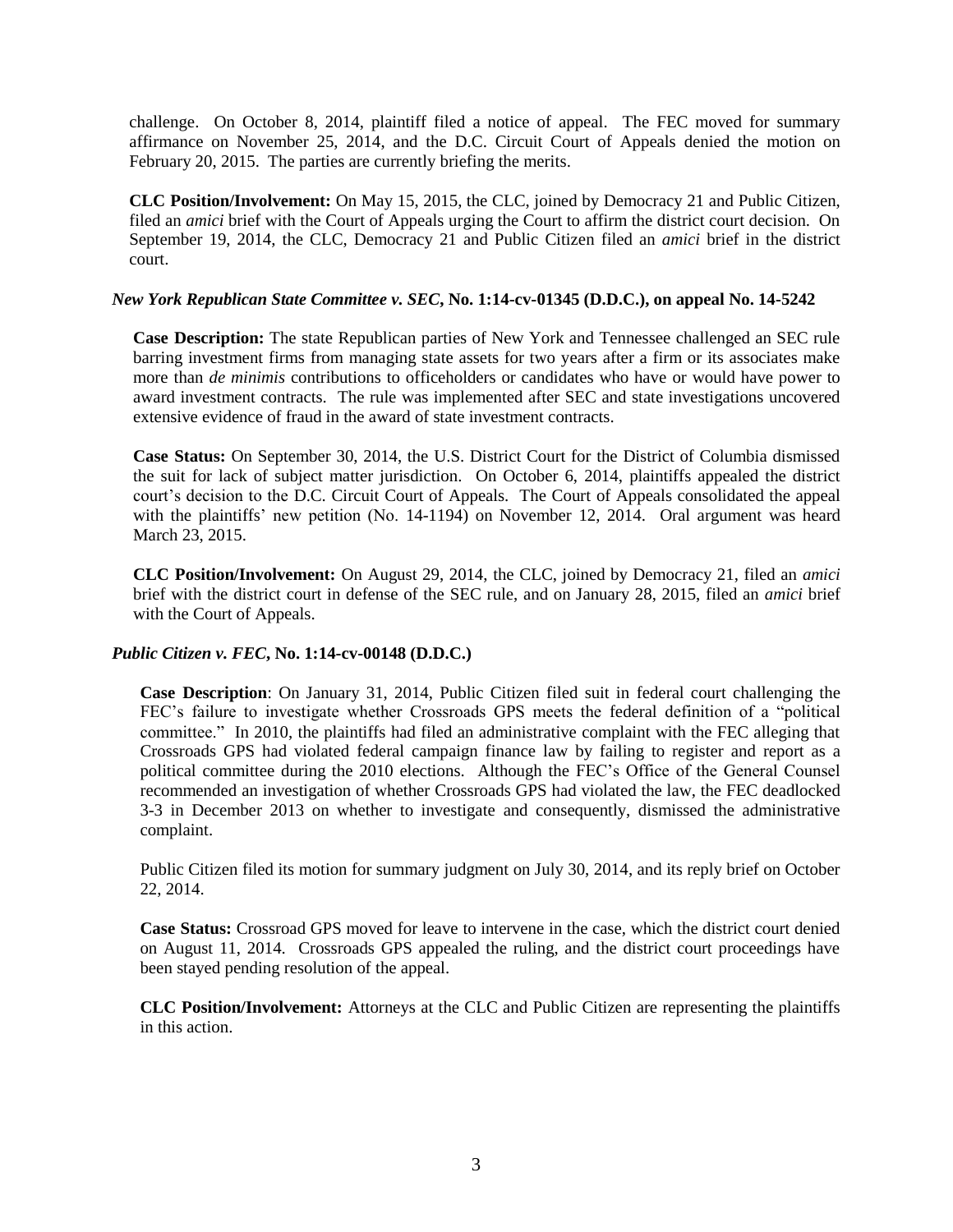challenge. On October 8, 2014, plaintiff filed a notice of appeal. The FEC moved for summary affirmance on November 25, 2014, and the D.C. Circuit Court of Appeals denied the motion on February 20, 2015. The parties are currently briefing the merits.

**CLC Position/Involvement:** On May 15, 2015, the CLC, joined by Democracy 21 and Public Citizen, filed an *amici* brief with the Court of Appeals urging the Court to affirm the district court decision. On September 19, 2014, the CLC, Democracy 21 and Public Citizen filed an *amici* brief in the district court.

### *New York Republican State Committee v. SEC*, No. 1:14-cv-01345 (D.D.C.), on appeal No. 14-5242

**Case Description:** The state Republican parties of New York and Tennessee challenged an SEC rule barring investment firms from managing state assets for two years after a firm or its associates make more than *de minimis* contributions to officeholders or candidates who have or would have power to award investment contracts. The rule was implemented after SEC and state investigations uncovered extensive evidence of fraud in the award of state investment contracts.

**Case Status:** On September 30, 2014, the U.S. District Court for the District of Columbia dismissed the suit for lack of subject matter jurisdiction. On October 6, 2014, plaintiffs appealed the district court's decision to the D.C. Circuit Court of Appeals. The Court of Appeals consolidated the appeal with the plaintiffs' new petition (No. 14-1194) on November 12, 2014. Oral argument was heard March 23, 2015.

**CLC Position/Involvement:** On August 29, 2014, the CLC, joined by Democracy 21, filed an *amici* brief with the district court in defense of the SEC rule, and on January 28, 2015, filed an *amici* brief with the Court of Appeals.

### *Public Citizen v. FEC*, No. 1:14-cv-00148 (D.D.C.)

**Case Description**: On January 31, 2014, Public Citizen filed suit in federal court challenging the FEC's failure to investigate whether Crossroads GPS meets the federal definition of a "political committee." In 2010, the plaintiffs had filed an administrative complaint with the FEC alleging that Crossroads GPS had violated federal campaign finance law by failing to register and report as a political committee during the 2010 elections. Although the FEC's Office of the General Counsel recommended an investigation of whether Crossroads GPS had violated the law, the FEC deadlocked 3-3 in December 2013 on whether to investigate and consequently, dismissed the administrative complaint.

Public Citizen filed its motion for summary judgment on July 30, 2014, and its reply brief on October 22, 2014.

**Case Status:** Crossroad GPS moved for leave to intervene in the case, which the district court denied on August 11, 2014. Crossroads GPS appealed the ruling, and the district court proceedings have been stayed pending resolution of the appeal.

**CLC Position/Involvement:** Attorneys at the CLC and Public Citizen are representing the plaintiffs in this action.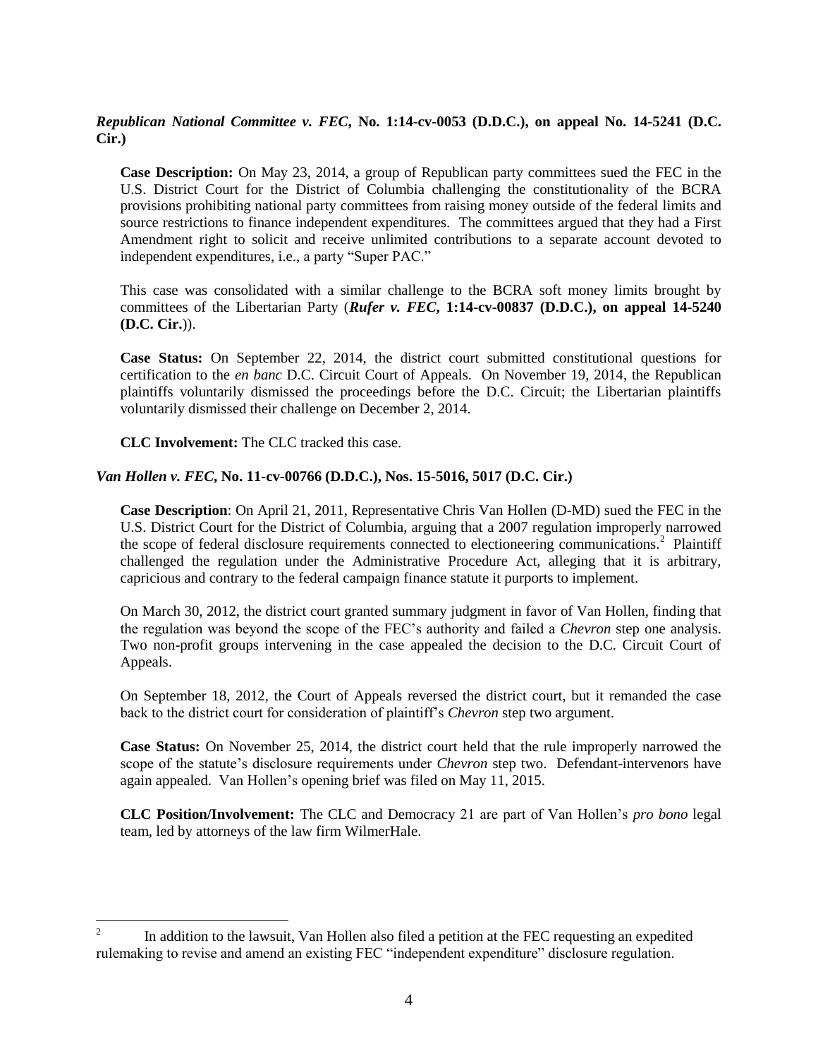***Republican National Committee v. FEC*, No. 1:14-cv-0053 (D.D.C.), on appeal No. 14-5241 (D.C. Cir.)**

**Case Description:** On May 23, 2014, a group of Republican party committees sued the FEC in the U.S. District Court for the District of Columbia challenging the constitutionality of the BCRA provisions prohibiting national party committees from raising money outside of the federal limits and source restrictions to finance independent expenditures. The committees argued that they had a First Amendment right to solicit and receive unlimited contributions to a separate account devoted to independent expenditures, i.e., a party "Super PAC."

This case was consolidated with a similar challenge to the BCRA soft money limits brought by committees of the Libertarian Party (***Rufer v. FEC*, 1:14-cv-00837 (D.D.C.), on appeal 14-5240 (D.C. Cir.)**).

**Case Status:** On September 22, 2014, the district court submitted constitutional questions for certification to the *en banc* D.C. Circuit Court of Appeals. On November 19, 2014, the Republican plaintiffs voluntarily dismissed the proceedings before the D.C. Circuit; the Libertarian plaintiffs voluntarily dismissed their challenge on December 2, 2014.

**CLC Involvement:** The CLC tracked this case.

***Van Hollen v. FEC*, No. 11-cv-00766 (D.D.C.), Nos. 15-5016, 5017 (D.C. Cir.)**

**Case Description**: On April 21, 2011, Representative Chris Van Hollen (D-MD) sued the FEC in the U.S. District Court for the District of Columbia, arguing that a 2007 regulation improperly narrowed the scope of federal disclosure requirements connected to electioneering communications.[2] Plaintiff challenged the regulation under the Administrative Procedure Act, alleging that it is arbitrary, capricious and contrary to the federal campaign finance statute it purports to implement.

On March 30, 2012, the district court granted summary judgment in favor of Van Hollen, finding that the regulation was beyond the scope of the FEC's authority and failed a *Chevron* step one analysis. Two non-profit groups intervening in the case appealed the decision to the D.C. Circuit Court of Appeals.

On September 18, 2012, the Court of Appeals reversed the district court, but it remanded the case back to the district court for consideration of plaintiff's *Chevron* step two argument.

**Case Status:** On November 25, 2014, the district court held that the rule improperly narrowed the scope of the statute's disclosure requirements under *Chevron* step two. Defendant-intervenors have again appealed. Van Hollen's opening brief was filed on May 11, 2015.

**CLC Position/Involvement:** The CLC and Democracy 21 are part of Van Hollen's *pro bono* legal team, led by attorneys of the law firm WilmerHale.

---

[2] In addition to the lawsuit, Van Hollen also filed a petition at the FEC requesting an expedited rulemaking to revise and amend an existing FEC "independent expenditure" disclosure regulation.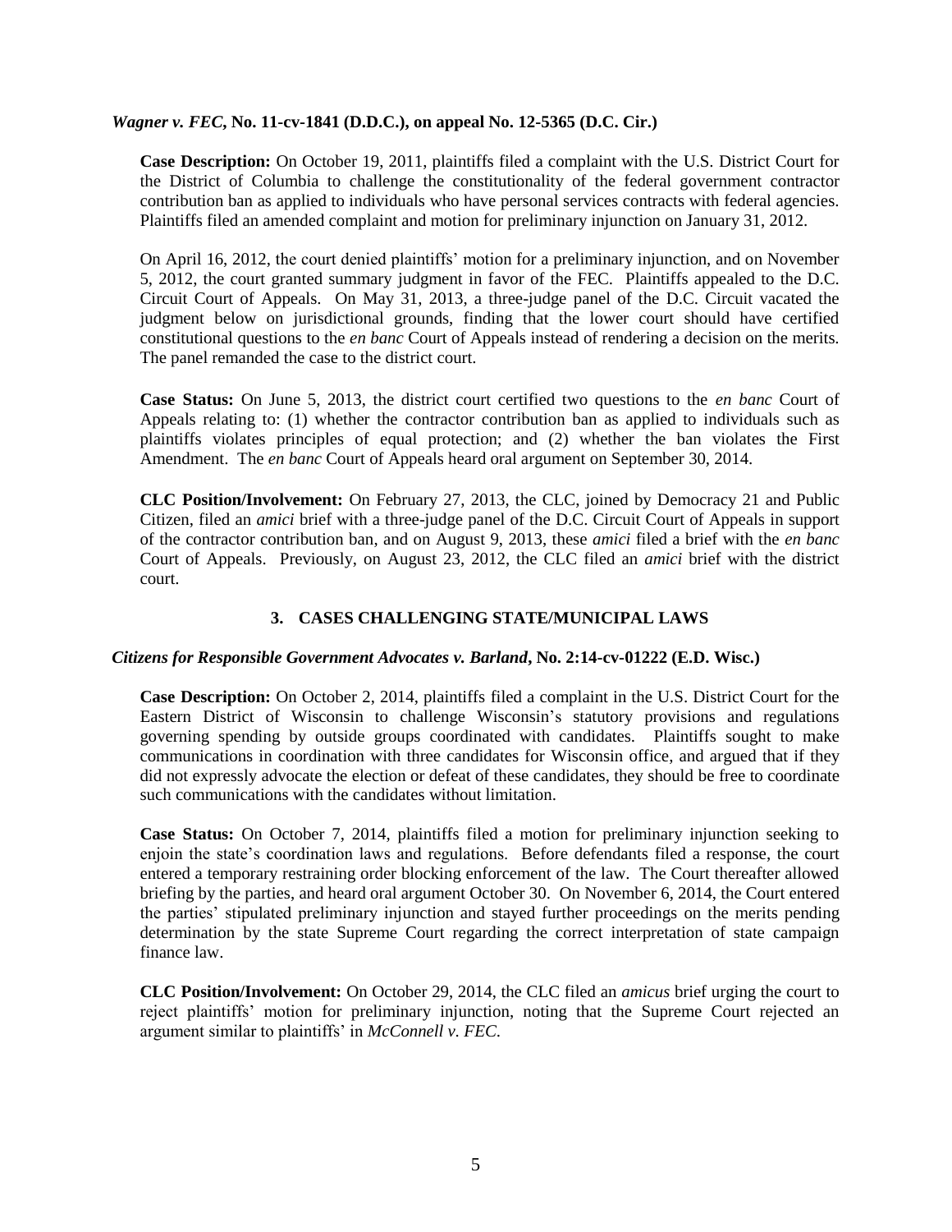***Wagner v. FEC*, No. 11-cv-1841 (D.D.C.), on appeal No. 12-5365 (D.C. Cir.)**

**Case Description:** On October 19, 2011, plaintiffs filed a complaint with the U.S. District Court for the District of Columbia to challenge the constitutionality of the federal government contractor contribution ban as applied to individuals who have personal services contracts with federal agencies. Plaintiffs filed an amended complaint and motion for preliminary injunction on January 31, 2012.

On April 16, 2012, the court denied plaintiffs' motion for a preliminary injunction, and on November 5, 2012, the court granted summary judgment in favor of the FEC. Plaintiffs appealed to the D.C. Circuit Court of Appeals. On May 31, 2013, a three-judge panel of the D.C. Circuit vacated the judgment below on jurisdictional grounds, finding that the lower court should have certified constitutional questions to the *en banc* Court of Appeals instead of rendering a decision on the merits. The panel remanded the case to the district court.

**Case Status:** On June 5, 2013, the district court certified two questions to the *en banc* Court of Appeals relating to: (1) whether the contractor contribution ban as applied to individuals such as plaintiffs violates principles of equal protection; and (2) whether the ban violates the First Amendment. The *en banc* Court of Appeals heard oral argument on September 30, 2014.

**CLC Position/Involvement:** On February 27, 2013, the CLC, joined by Democracy 21 and Public Citizen, filed an *amici* brief with a three-judge panel of the D.C. Circuit Court of Appeals in support of the contractor contribution ban, and on August 9, 2013, these *amici* filed a brief with the *en banc* Court of Appeals. Previously, on August 23, 2012, the CLC filed an *amici* brief with the district court.

## 3. CASES CHALLENGING STATE/MUNICIPAL LAWS

***Citizens for Responsible Government Advocates v. Barland*, No. 2:14-cv-01222 (E.D. Wisc.)**

**Case Description:** On October 2, 2014, plaintiffs filed a complaint in the U.S. District Court for the Eastern District of Wisconsin to challenge Wisconsin's statutory provisions and regulations governing spending by outside groups coordinated with candidates. Plaintiffs sought to make communications in coordination with three candidates for Wisconsin office, and argued that if they did not expressly advocate the election or defeat of these candidates, they should be free to coordinate such communications with the candidates without limitation.

**Case Status:** On October 7, 2014, plaintiffs filed a motion for preliminary injunction seeking to enjoin the state's coordination laws and regulations. Before defendants filed a response, the court entered a temporary restraining order blocking enforcement of the law. The Court thereafter allowed briefing by the parties, and heard oral argument October 30. On November 6, 2014, the Court entered the parties' stipulated preliminary injunction and stayed further proceedings on the merits pending determination by the state Supreme Court regarding the correct interpretation of state campaign finance law.

**CLC Position/Involvement:** On October 29, 2014, the CLC filed an *amicus* brief urging the court to reject plaintiffs' motion for preliminary injunction, noting that the Supreme Court rejected an argument similar to plaintiffs' in *McConnell v. FEC*.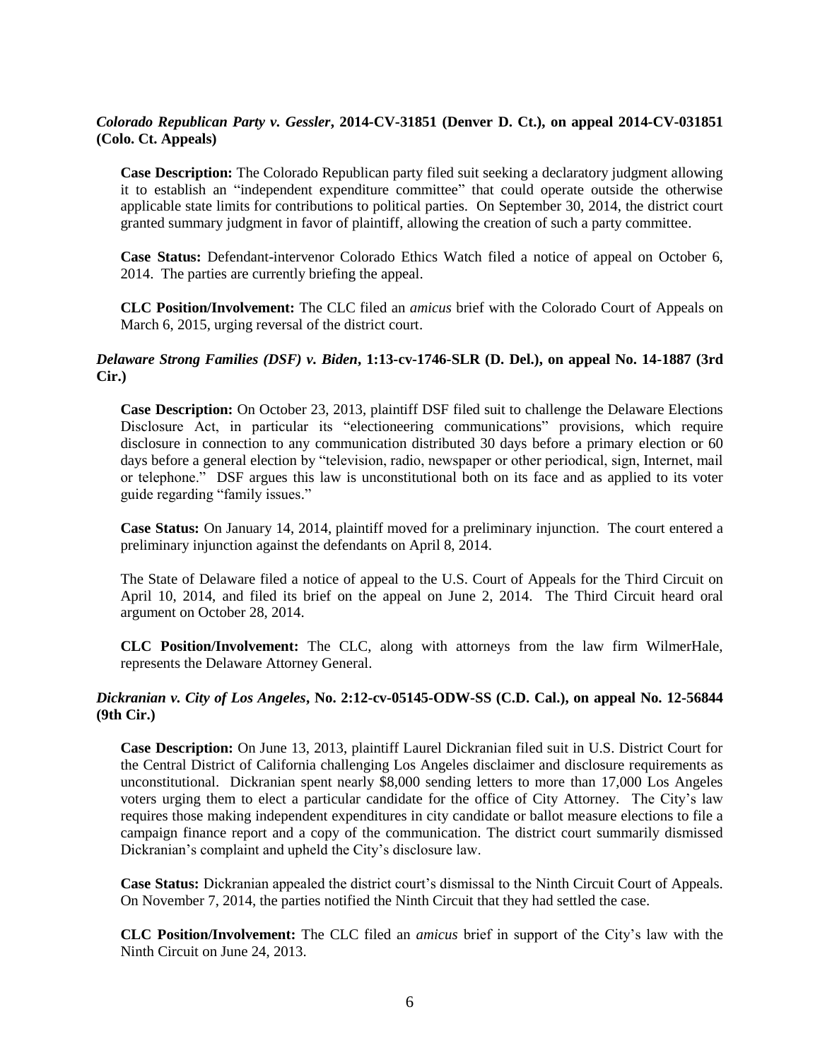***Colorado Republican Party v. Gessler*, 2014-CV-31851 (Denver D. Ct.), on appeal 2014-CV-031851 (Colo. Ct. Appeals)**

**Case Description:** The Colorado Republican party filed suit seeking a declaratory judgment allowing it to establish an "independent expenditure committee" that could operate outside the otherwise applicable state limits for contributions to political parties. On September 30, 2014, the district court granted summary judgment in favor of plaintiff, allowing the creation of such a party committee.

**Case Status:** Defendant-intervenor Colorado Ethics Watch filed a notice of appeal on October 6, 2014. The parties are currently briefing the appeal.

**CLC Position/Involvement:** The CLC filed an *amicus* brief with the Colorado Court of Appeals on March 6, 2015, urging reversal of the district court.

***Delaware Strong Families (DSF) v. Biden*, 1:13-cv-1746-SLR (D. Del.), on appeal No. 14-1887 (3rd Cir.)**

**Case Description:** On October 23, 2013, plaintiff DSF filed suit to challenge the Delaware Elections Disclosure Act, in particular its "electioneering communications" provisions, which require disclosure in connection to any communication distributed 30 days before a primary election or 60 days before a general election by "television, radio, newspaper or other periodical, sign, Internet, mail or telephone." DSF argues this law is unconstitutional both on its face and as applied to its voter guide regarding "family issues."

**Case Status:** On January 14, 2014, plaintiff moved for a preliminary injunction. The court entered a preliminary injunction against the defendants on April 8, 2014.

The State of Delaware filed a notice of appeal to the U.S. Court of Appeals for the Third Circuit on April 10, 2014, and filed its brief on the appeal on June 2, 2014. The Third Circuit heard oral argument on October 28, 2014.

**CLC Position/Involvement:** The CLC, along with attorneys from the law firm WilmerHale, represents the Delaware Attorney General.

***Dickranian v. City of Los Angeles*, No. 2:12-cv-05145-ODW-SS (C.D. Cal.), on appeal No. 12-56844 (9th Cir.)**

**Case Description:** On June 13, 2013, plaintiff Laurel Dickranian filed suit in U.S. District Court for the Central District of California challenging Los Angeles disclaimer and disclosure requirements as unconstitutional. Dickranian spent nearly \$8,000 sending letters to more than 17,000 Los Angeles voters urging them to elect a particular candidate for the office of City Attorney. The City's law requires those making independent expenditures in city candidate or ballot measure elections to file a campaign finance report and a copy of the communication. The district court summarily dismissed Dickranian's complaint and upheld the City's disclosure law.

**Case Status:** Dickranian appealed the district court's dismissal to the Ninth Circuit Court of Appeals. On November 7, 2014, the parties notified the Ninth Circuit that they had settled the case.

**CLC Position/Involvement:** The CLC filed an *amicus* brief in support of the City's law with the Ninth Circuit on June 24, 2013.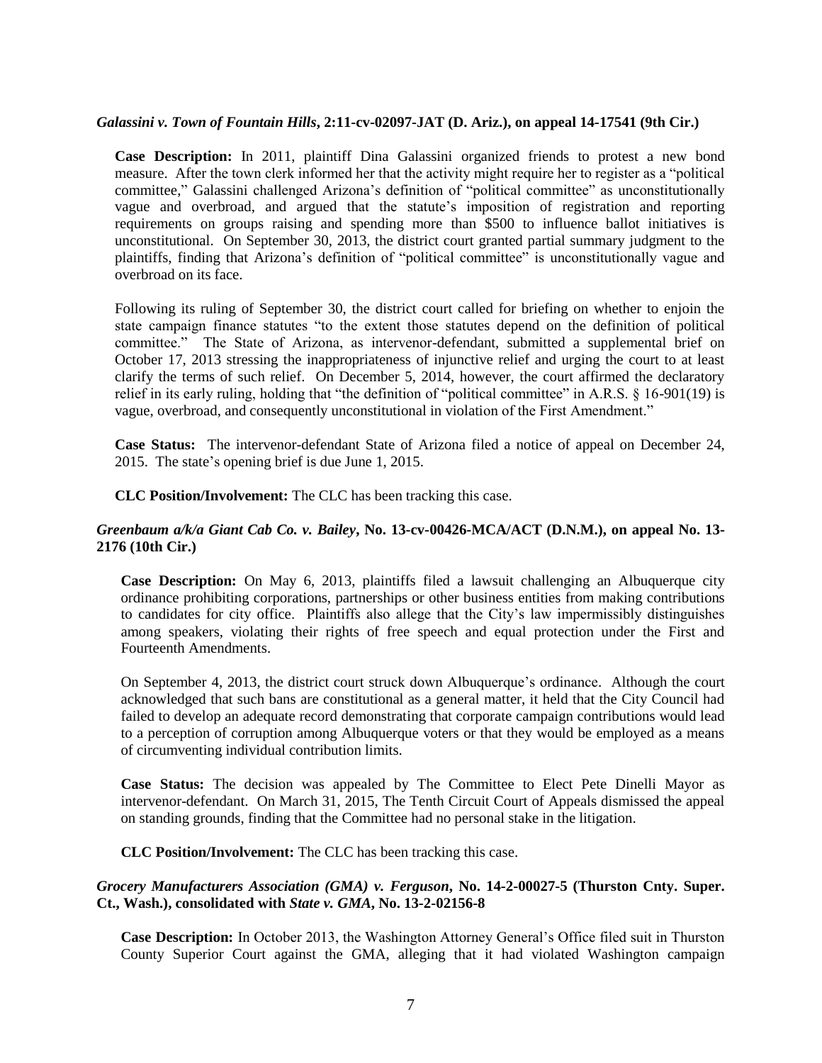***Galassini v. Town of Fountain Hills*, 2:11-cv-02097-JAT (D. Ariz.), on appeal 14-17541 (9th Cir.)**

**Case Description:** In 2011, plaintiff Dina Galassini organized friends to protest a new bond measure. After the town clerk informed her that the activity might require her to register as a "political committee," Galassini challenged Arizona's definition of "political committee" as unconstitutionally vague and overbroad, and argued that the statute's imposition of registration and reporting requirements on groups raising and spending more than $500 to influence ballot initiatives is unconstitutional. On September 30, 2013, the district court granted partial summary judgment to the plaintiffs, finding that Arizona's definition of "political committee" is unconstitutionally vague and overbroad on its face.

Following its ruling of September 30, the district court called for briefing on whether to enjoin the state campaign finance statutes "to the extent those statutes depend on the definition of political committee." The State of Arizona, as intervenor-defendant, submitted a supplemental brief on October 17, 2013 stressing the inappropriateness of injunctive relief and urging the court to at least clarify the terms of such relief. On December 5, 2014, however, the court affirmed the declaratory relief in its early ruling, holding that "the definition of "political committee" in A.R.S. § 16-901(19) is vague, overbroad, and consequently unconstitutional in violation of the First Amendment."

**Case Status:** The intervenor-defendant State of Arizona filed a notice of appeal on December 24, 2015. The state's opening brief is due June 1, 2015.

**CLC Position/Involvement:** The CLC has been tracking this case.

***Greenbaum a/k/a Giant Cab Co. v. Bailey*, No. 13-cv-00426-MCA/ACT (D.N.M.), on appeal No. 13-2176 (10th Cir.)**

**Case Description:** On May 6, 2013, plaintiffs filed a lawsuit challenging an Albuquerque city ordinance prohibiting corporations, partnerships or other business entities from making contributions to candidates for city office. Plaintiffs also allege that the City's law impermissibly distinguishes among speakers, violating their rights of free speech and equal protection under the First and Fourteenth Amendments.

On September 4, 2013, the district court struck down Albuquerque's ordinance. Although the court acknowledged that such bans are constitutional as a general matter, it held that the City Council had failed to develop an adequate record demonstrating that corporate campaign contributions would lead to a perception of corruption among Albuquerque voters or that they would be employed as a means of circumventing individual contribution limits.

**Case Status:** The decision was appealed by The Committee to Elect Pete Dinelli Mayor as intervenor-defendant. On March 31, 2015, The Tenth Circuit Court of Appeals dismissed the appeal on standing grounds, finding that the Committee had no personal stake in the litigation.

**CLC Position/Involvement:** The CLC has been tracking this case.

***Grocery Manufacturers Association (GMA) v. Ferguson*, No. 14-2-00027-5 (Thurston Cnty. Super. Ct., Wash.), consolidated with *State v. GMA*, No. 13-2-02156-8**

**Case Description:** In October 2013, the Washington Attorney General's Office filed suit in Thurston County Superior Court against the GMA, alleging that it had violated Washington campaign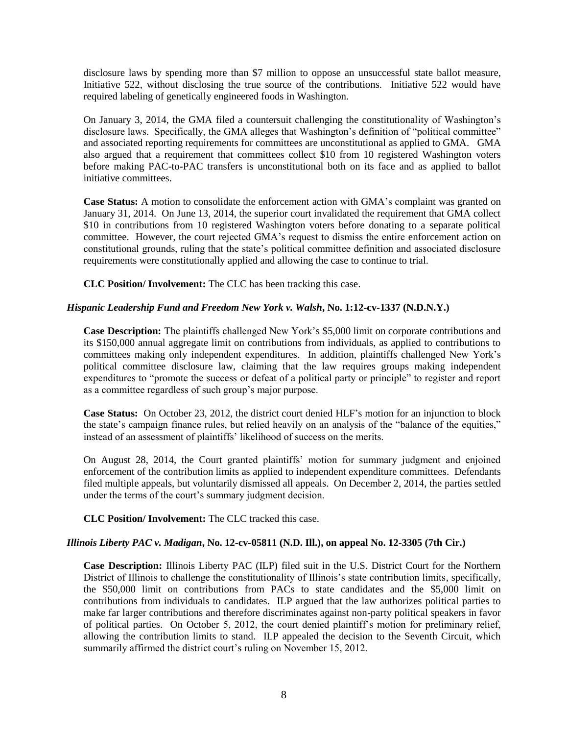disclosure laws by spending more than $7 million to oppose an unsuccessful state ballot measure, Initiative 522, without disclosing the true source of the contributions. Initiative 522 would have required labeling of genetically engineered foods in Washington.

On January 3, 2014, the GMA filed a countersuit challenging the constitutionality of Washington's disclosure laws. Specifically, the GMA alleges that Washington's definition of "political committee" and associated reporting requirements for committees are unconstitutional as applied to GMA. GMA also argued that a requirement that committees collect $10 from 10 registered Washington voters before making PAC-to-PAC transfers is unconstitutional both on its face and as applied to ballot initiative committees.

**Case Status:** A motion to consolidate the enforcement action with GMA's complaint was granted on January 31, 2014. On June 13, 2014, the superior court invalidated the requirement that GMA collect $10 in contributions from 10 registered Washington voters before donating to a separate political committee. However, the court rejected GMA's request to dismiss the entire enforcement action on constitutional grounds, ruling that the state's political committee definition and associated disclosure requirements were constitutionally applied and allowing the case to continue to trial.

**CLC Position/ Involvement:** The CLC has been tracking this case.

### *Hispanic Leadership Fund and Freedom New York v. Walsh*, No. 1:12-cv-1337 (N.D.N.Y.)

**Case Description:** The plaintiffs challenged New York's $5,000 limit on corporate contributions and its $150,000 annual aggregate limit on contributions from individuals, as applied to contributions to committees making only independent expenditures. In addition, plaintiffs challenged New York's political committee disclosure law, claiming that the law requires groups making independent expenditures to "promote the success or defeat of a political party or principle" to register and report as a committee regardless of such group's major purpose.

**Case Status:** On October 23, 2012, the district court denied HLF's motion for an injunction to block the state's campaign finance rules, but relied heavily on an analysis of the "balance of the equities," instead of an assessment of plaintiffs' likelihood of success on the merits.

On August 28, 2014, the Court granted plaintiffs' motion for summary judgment and enjoined enforcement of the contribution limits as applied to independent expenditure committees. Defendants filed multiple appeals, but voluntarily dismissed all appeals. On December 2, 2014, the parties settled under the terms of the court's summary judgment decision.

**CLC Position/ Involvement:** The CLC tracked this case.

### *Illinois Liberty PAC v. Madigan*, No. 12-cv-05811 (N.D. Ill.), on appeal No. 12-3305 (7th Cir.)

**Case Description:** Illinois Liberty PAC (ILP) filed suit in the U.S. District Court for the Northern District of Illinois to challenge the constitutionality of Illinois's state contribution limits, specifically, the $50,000 limit on contributions from PACs to state candidates and the $5,000 limit on contributions from individuals to candidates. ILP argued that the law authorizes political parties to make far larger contributions and therefore discriminates against non-party political speakers in favor of political parties. On October 5, 2012, the court denied plaintiff's motion for preliminary relief, allowing the contribution limits to stand. ILP appealed the decision to the Seventh Circuit, which summarily affirmed the district court's ruling on November 15, 2012.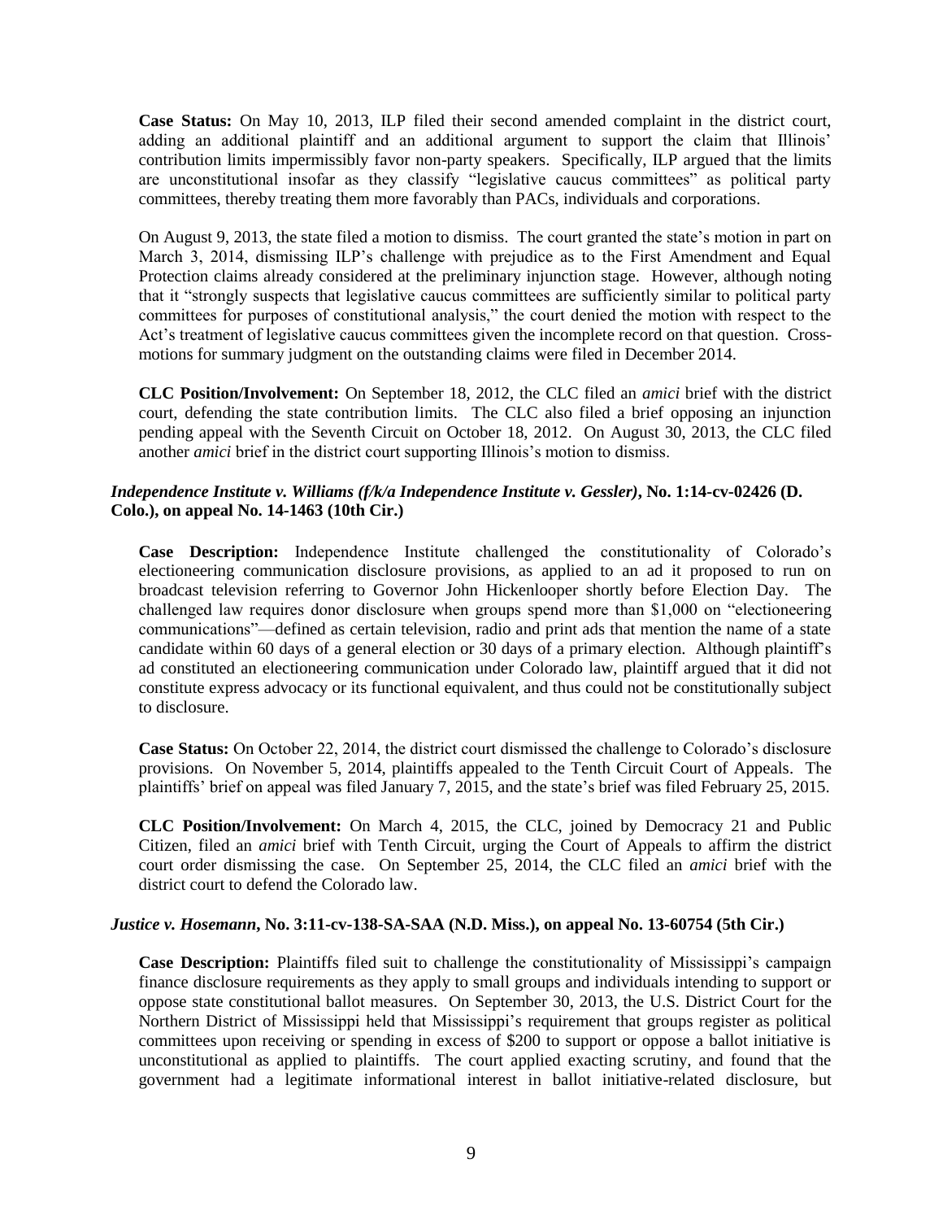**Case Status:** On May 10, 2013, ILP filed their second amended complaint in the district court, adding an additional plaintiff and an additional argument to support the claim that Illinois' contribution limits impermissibly favor non-party speakers. Specifically, ILP argued that the limits are unconstitutional insofar as they classify "legislative caucus committees" as political party committees, thereby treating them more favorably than PACs, individuals and corporations.

On August 9, 2013, the state filed a motion to dismiss. The court granted the state's motion in part on March 3, 2014, dismissing ILP's challenge with prejudice as to the First Amendment and Equal Protection claims already considered at the preliminary injunction stage. However, although noting that it "strongly suspects that legislative caucus committees are sufficiently similar to political party committees for purposes of constitutional analysis," the court denied the motion with respect to the Act's treatment of legislative caucus committees given the incomplete record on that question. Cross-motions for summary judgment on the outstanding claims were filed in December 2014.

**CLC Position/Involvement:** On September 18, 2012, the CLC filed an *amici* brief with the district court, defending the state contribution limits. The CLC also filed a brief opposing an injunction pending appeal with the Seventh Circuit on October 18, 2012. On August 30, 2013, the CLC filed another *amici* brief in the district court supporting Illinois's motion to dismiss.

### *Independence Institute v. Williams (f/k/a Independence Institute v. Gessler)*, No. 1:14-cv-02426 (D. Colo.), on appeal No. 14-1463 (10th Cir.)

**Case Description:** Independence Institute challenged the constitutionality of Colorado's electioneering communication disclosure provisions, as applied to an ad it proposed to run on broadcast television referring to Governor John Hickenlooper shortly before Election Day. The challenged law requires donor disclosure when groups spend more than $1,000 on "electioneering communications"—defined as certain television, radio and print ads that mention the name of a state candidate within 60 days of a general election or 30 days of a primary election. Although plaintiff's ad constituted an electioneering communication under Colorado law, plaintiff argued that it did not constitute express advocacy or its functional equivalent, and thus could not be constitutionally subject to disclosure.

**Case Status:** On October 22, 2014, the district court dismissed the challenge to Colorado's disclosure provisions. On November 5, 2014, plaintiffs appealed to the Tenth Circuit Court of Appeals. The plaintiffs' brief on appeal was filed January 7, 2015, and the state's brief was filed February 25, 2015.

**CLC Position/Involvement:** On March 4, 2015, the CLC, joined by Democracy 21 and Public Citizen, filed an *amici* brief with Tenth Circuit, urging the Court of Appeals to affirm the district court order dismissing the case. On September 25, 2014, the CLC filed an *amici* brief with the district court to defend the Colorado law.

### *Justice v. Hosemann*, No. 3:11-cv-138-SA-SAA (N.D. Miss.), on appeal No. 13-60754 (5th Cir.)

**Case Description:** Plaintiffs filed suit to challenge the constitutionality of Mississippi's campaign finance disclosure requirements as they apply to small groups and individuals intending to support or oppose state constitutional ballot measures. On September 30, 2013, the U.S. District Court for the Northern District of Mississippi held that Mississippi's requirement that groups register as political committees upon receiving or spending in excess of $200 to support or oppose a ballot initiative is unconstitutional as applied to plaintiffs. The court applied exacting scrutiny, and found that the government had a legitimate informational interest in ballot initiative-related disclosure, but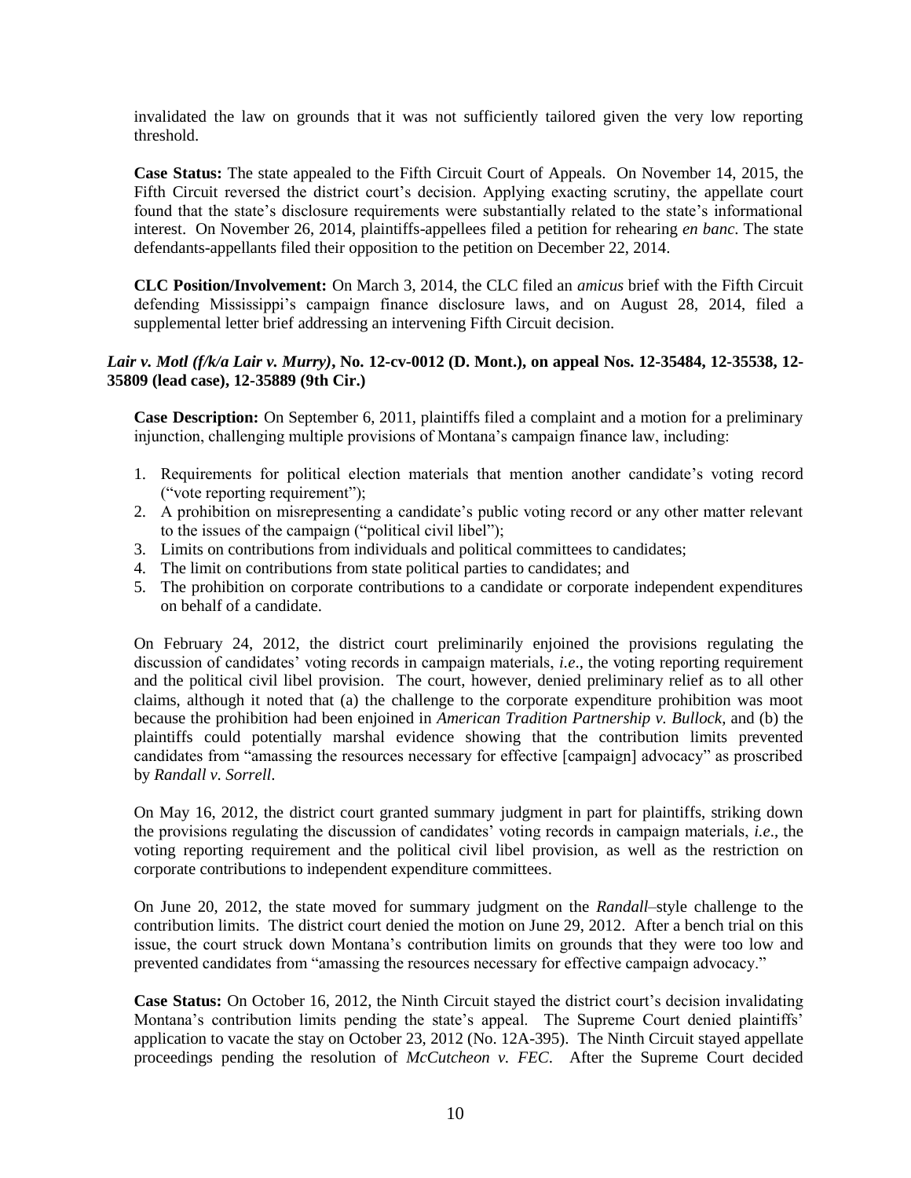invalidated the law on grounds that it was not sufficiently tailored given the very low reporting threshold.

**Case Status:** The state appealed to the Fifth Circuit Court of Appeals. On November 14, 2015, the Fifth Circuit reversed the district court's decision. Applying exacting scrutiny, the appellate court found that the state's disclosure requirements were substantially related to the state's informational interest. On November 26, 2014, plaintiffs-appellees filed a petition for rehearing *en banc*. The state defendants-appellants filed their opposition to the petition on December 22, 2014.

**CLC Position/Involvement:** On March 3, 2014, the CLC filed an *amicus* brief with the Fifth Circuit defending Mississippi's campaign finance disclosure laws, and on August 28, 2014, filed a supplemental letter brief addressing an intervening Fifth Circuit decision.

### *Lair v. Motl (f/k/a Lair v. Murry)*, No. 12-cv-0012 (D. Mont.), on appeal Nos. 12-35484, 12-35538, 12-35809 (lead case), 12-35889 (9th Cir.)

**Case Description:** On September 6, 2011, plaintiffs filed a complaint and a motion for a preliminary injunction, challenging multiple provisions of Montana's campaign finance law, including:

1. Requirements for political election materials that mention another candidate's voting record ("vote reporting requirement");
2. A prohibition on misrepresenting a candidate's public voting record or any other matter relevant to the issues of the campaign ("political civil libel");
3. Limits on contributions from individuals and political committees to candidates;
4. The limit on contributions from state political parties to candidates; and
5. The prohibition on corporate contributions to a candidate or corporate independent expenditures on behalf of a candidate.

On February 24, 2012, the district court preliminarily enjoined the provisions regulating the discussion of candidates' voting records in campaign materials, *i.e*., the voting reporting requirement and the political civil libel provision. The court, however, denied preliminary relief as to all other claims, although it noted that (a) the challenge to the corporate expenditure prohibition was moot because the prohibition had been enjoined in *American Tradition Partnership v. Bullock*, and (b) the plaintiffs could potentially marshal evidence showing that the contribution limits prevented candidates from "amassing the resources necessary for effective [campaign] advocacy" as proscribed by *Randall v. Sorrell*.

On May 16, 2012, the district court granted summary judgment in part for plaintiffs, striking down the provisions regulating the discussion of candidates' voting records in campaign materials, *i.e*., the voting reporting requirement and the political civil libel provision, as well as the restriction on corporate contributions to independent expenditure committees.

On June 20, 2012, the state moved for summary judgment on the *Randall*–style challenge to the contribution limits. The district court denied the motion on June 29, 2012. After a bench trial on this issue, the court struck down Montana's contribution limits on grounds that they were too low and prevented candidates from "amassing the resources necessary for effective campaign advocacy."

**Case Status:** On October 16, 2012, the Ninth Circuit stayed the district court's decision invalidating Montana's contribution limits pending the state's appeal. The Supreme Court denied plaintiffs' application to vacate the stay on October 23, 2012 (No. 12A-395). The Ninth Circuit stayed appellate proceedings pending the resolution of *McCutcheon v. FEC*. After the Supreme Court decided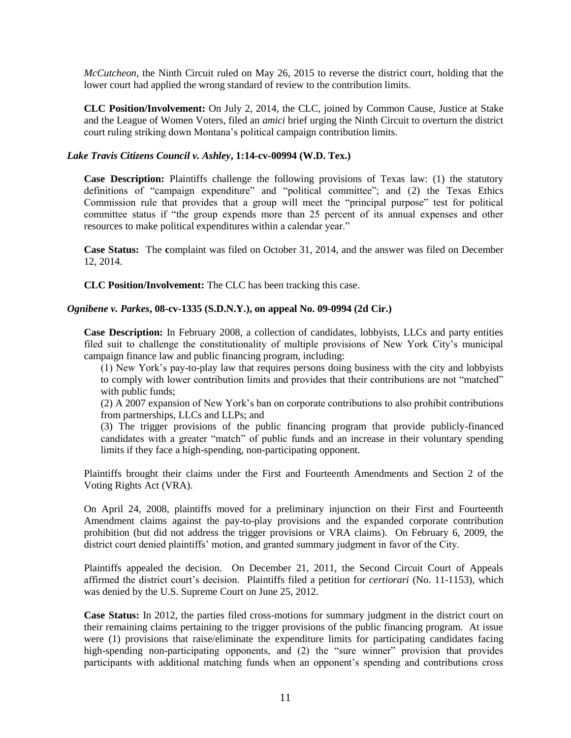*McCutcheon*, the Ninth Circuit ruled on May 26, 2015 to reverse the district court, holding that the lower court had applied the wrong standard of review to the contribution limits.

**CLC Position/Involvement:** On July 2, 2014, the CLC, joined by Common Cause, Justice at Stake and the League of Women Voters, filed an *amici* brief urging the Ninth Circuit to overturn the district court ruling striking down Montana's political campaign contribution limits.

### *Lake Travis Citizens Council v. Ashley***, 1:14-cv-00994 (W.D. Tex.)**

**Case Description:** Plaintiffs challenge the following provisions of Texas law: (1) the statutory definitions of "campaign expenditure" and "political committee"; and (2) the Texas Ethics Commission rule that provides that a group will meet the "principal purpose" test for political committee status if "the group expends more than 25 percent of its annual expenses and other resources to make political expenditures within a calendar year."

**Case Status:** The complaint was filed on October 31, 2014, and the answer was filed on December 12, 2014.

**CLC Position/Involvement:** The CLC has been tracking this case.

### *Ognibene v. Parkes***, 08-cv-1335 (S.D.N.Y.), on appeal No. 09-0994 (2d Cir.)**

**Case Description:** In February 2008, a collection of candidates, lobbyists, LLCs and party entities filed suit to challenge the constitutionality of multiple provisions of New York City's municipal campaign finance law and public financing program, including:

(1) New York's pay-to-play law that requires persons doing business with the city and lobbyists to comply with lower contribution limits and provides that their contributions are not "matched" with public funds;

(2) A 2007 expansion of New York's ban on corporate contributions to also prohibit contributions from partnerships, LLCs and LLPs; and

(3) The trigger provisions of the public financing program that provide publicly-financed candidates with a greater "match" of public funds and an increase in their voluntary spending limits if they face a high-spending, non-participating opponent.

Plaintiffs brought their claims under the First and Fourteenth Amendments and Section 2 of the Voting Rights Act (VRA).

On April 24, 2008, plaintiffs moved for a preliminary injunction on their First and Fourteenth Amendment claims against the pay-to-play provisions and the expanded corporate contribution prohibition (but did not address the trigger provisions or VRA claims). On February 6, 2009, the district court denied plaintiffs' motion, and granted summary judgment in favor of the City.

Plaintiffs appealed the decision. On December 21, 2011, the Second Circuit Court of Appeals affirmed the district court's decision. Plaintiffs filed a petition for *certiorari* (No. 11-1153), which was denied by the U.S. Supreme Court on June 25, 2012.

**Case Status:** In 2012, the parties filed cross-motions for summary judgment in the district court on their remaining claims pertaining to the trigger provisions of the public financing program. At issue were (1) provisions that raise/eliminate the expenditure limits for participating candidates facing high-spending non-participating opponents, and (2) the "sure winner" provision that provides participants with additional matching funds when an opponent's spending and contributions cross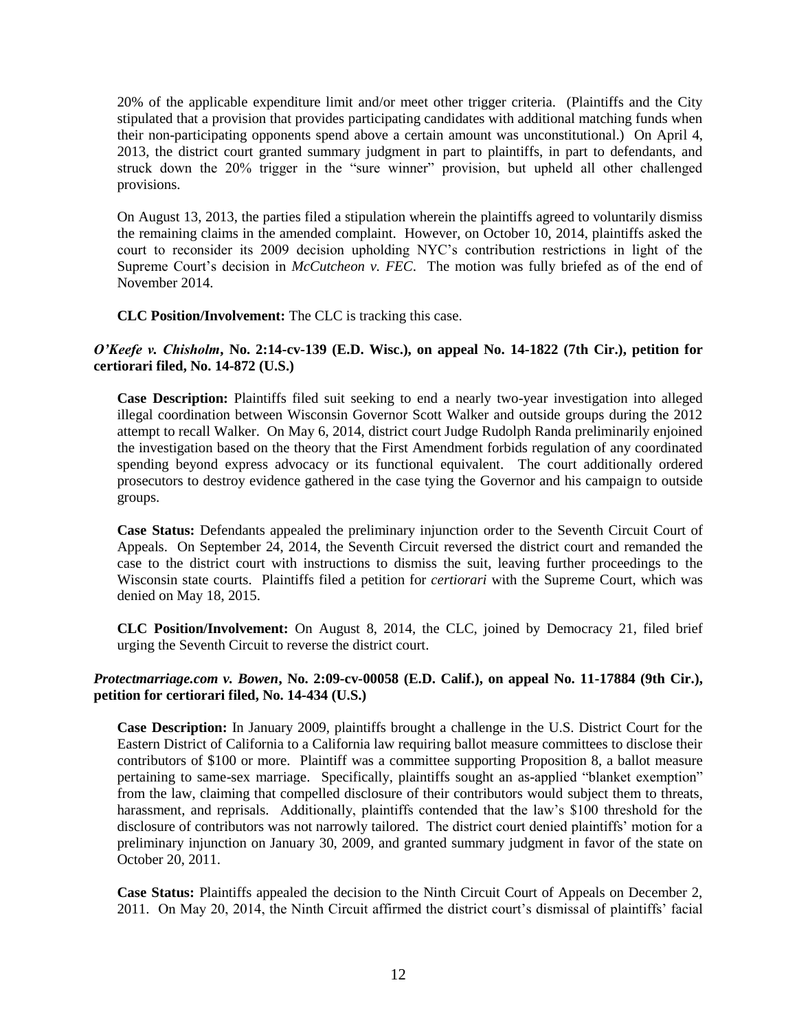20% of the applicable expenditure limit and/or meet other trigger criteria. (Plaintiffs and the City stipulated that a provision that provides participating candidates with additional matching funds when their non-participating opponents spend above a certain amount was unconstitutional.) On April 4, 2013, the district court granted summary judgment in part to plaintiffs, in part to defendants, and struck down the 20% trigger in the "sure winner" provision, but upheld all other challenged provisions.

On August 13, 2013, the parties filed a stipulation wherein the plaintiffs agreed to voluntarily dismiss the remaining claims in the amended complaint. However, on October 10, 2014, plaintiffs asked the court to reconsider its 2009 decision upholding NYC's contribution restrictions in light of the Supreme Court's decision in *McCutcheon v. FEC*. The motion was fully briefed as of the end of November 2014.

**CLC Position/Involvement:** The CLC is tracking this case.

***O'Keefe v. Chisholm*, No. 2:14-cv-139 (E.D. Wisc.), on appeal No. 14-1822 (7th Cir.), petition for certiorari filed, No. 14-872 (U.S.)**

**Case Description:** Plaintiffs filed suit seeking to end a nearly two-year investigation into alleged illegal coordination between Wisconsin Governor Scott Walker and outside groups during the 2012 attempt to recall Walker. On May 6, 2014, district court Judge Rudolph Randa preliminarily enjoined the investigation based on the theory that the First Amendment forbids regulation of any coordinated spending beyond express advocacy or its functional equivalent. The court additionally ordered prosecutors to destroy evidence gathered in the case tying the Governor and his campaign to outside groups.

**Case Status:** Defendants appealed the preliminary injunction order to the Seventh Circuit Court of Appeals. On September 24, 2014, the Seventh Circuit reversed the district court and remanded the case to the district court with instructions to dismiss the suit, leaving further proceedings to the Wisconsin state courts. Plaintiffs filed a petition for *certiorari* with the Supreme Court, which was denied on May 18, 2015.

**CLC Position/Involvement:** On August 8, 2014, the CLC, joined by Democracy 21, filed brief urging the Seventh Circuit to reverse the district court.

***Protectmarriage.com v. Bowen*, No. 2:09-cv-00058 (E.D. Calif.), on appeal No. 11-17884 (9th Cir.), petition for certiorari filed, No. 14-434 (U.S.)**

**Case Description:** In January 2009, plaintiffs brought a challenge in the U.S. District Court for the Eastern District of California to a California law requiring ballot measure committees to disclose their contributors of $100 or more. Plaintiff was a committee supporting Proposition 8, a ballot measure pertaining to same-sex marriage. Specifically, plaintiffs sought an as-applied "blanket exemption" from the law, claiming that compelled disclosure of their contributors would subject them to threats, harassment, and reprisals. Additionally, plaintiffs contended that the law's $100 threshold for the disclosure of contributors was not narrowly tailored. The district court denied plaintiffs' motion for a preliminary injunction on January 30, 2009, and granted summary judgment in favor of the state on October 20, 2011.

**Case Status:** Plaintiffs appealed the decision to the Ninth Circuit Court of Appeals on December 2, 2011. On May 20, 2014, the Ninth Circuit affirmed the district court's dismissal of plaintiffs' facial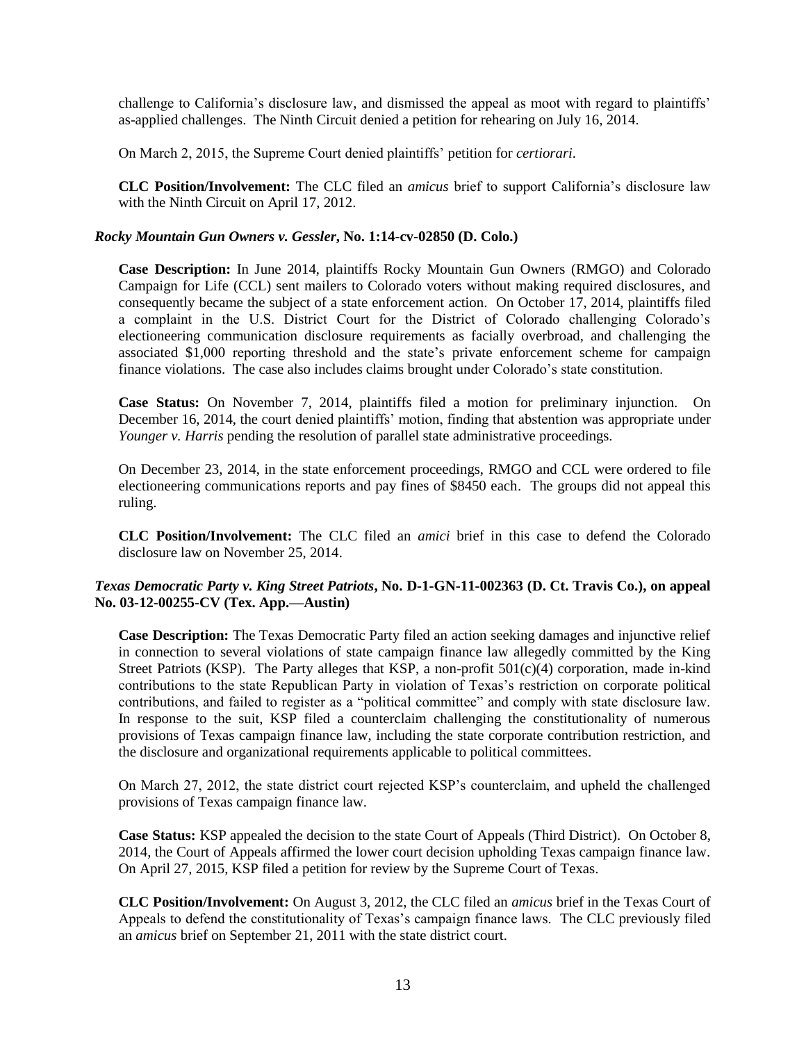challenge to California's disclosure law, and dismissed the appeal as moot with regard to plaintiffs' as-applied challenges. The Ninth Circuit denied a petition for rehearing on July 16, 2014.

On March 2, 2015, the Supreme Court denied plaintiffs' petition for *certiorari*.

**CLC Position/Involvement:** The CLC filed an *amicus* brief to support California's disclosure law with the Ninth Circuit on April 17, 2012.

### *Rocky Mountain Gun Owners v. Gessler*, No. 1:14-cv-02850 (D. Colo.)

**Case Description:** In June 2014, plaintiffs Rocky Mountain Gun Owners (RMGO) and Colorado Campaign for Life (CCL) sent mailers to Colorado voters without making required disclosures, and consequently became the subject of a state enforcement action. On October 17, 2014, plaintiffs filed a complaint in the U.S. District Court for the District of Colorado challenging Colorado's electioneering communication disclosure requirements as facially overbroad, and challenging the associated $1,000 reporting threshold and the state's private enforcement scheme for campaign finance violations. The case also includes claims brought under Colorado's state constitution.

**Case Status:** On November 7, 2014, plaintiffs filed a motion for preliminary injunction. On December 16, 2014, the court denied plaintiffs' motion, finding that abstention was appropriate under *Younger v. Harris* pending the resolution of parallel state administrative proceedings.

On December 23, 2014, in the state enforcement proceedings, RMGO and CCL were ordered to file electioneering communications reports and pay fines of $8450 each. The groups did not appeal this ruling.

**CLC Position/Involvement:** The CLC filed an *amici* brief in this case to defend the Colorado disclosure law on November 25, 2014.

### *Texas Democratic Party v. King Street Patriots*, No. D-1-GN-11-002363 (D. Ct. Travis Co.), on appeal No. 03-12-00255-CV (Tex. App.—Austin)

**Case Description:** The Texas Democratic Party filed an action seeking damages and injunctive relief in connection to several violations of state campaign finance law allegedly committed by the King Street Patriots (KSP). The Party alleges that KSP, a non-profit 501(c)(4) corporation, made in-kind contributions to the state Republican Party in violation of Texas's restriction on corporate political contributions, and failed to register as a "political committee" and comply with state disclosure law. In response to the suit, KSP filed a counterclaim challenging the constitutionality of numerous provisions of Texas campaign finance law, including the state corporate contribution restriction, and the disclosure and organizational requirements applicable to political committees.

On March 27, 2012, the state district court rejected KSP's counterclaim, and upheld the challenged provisions of Texas campaign finance law.

**Case Status:** KSP appealed the decision to the state Court of Appeals (Third District). On October 8, 2014, the Court of Appeals affirmed the lower court decision upholding Texas campaign finance law. On April 27, 2015, KSP filed a petition for review by the Supreme Court of Texas.

**CLC Position/Involvement:** On August 3, 2012, the CLC filed an *amicus* brief in the Texas Court of Appeals to defend the constitutionality of Texas's campaign finance laws. The CLC previously filed an *amicus* brief on September 21, 2011 with the state district court.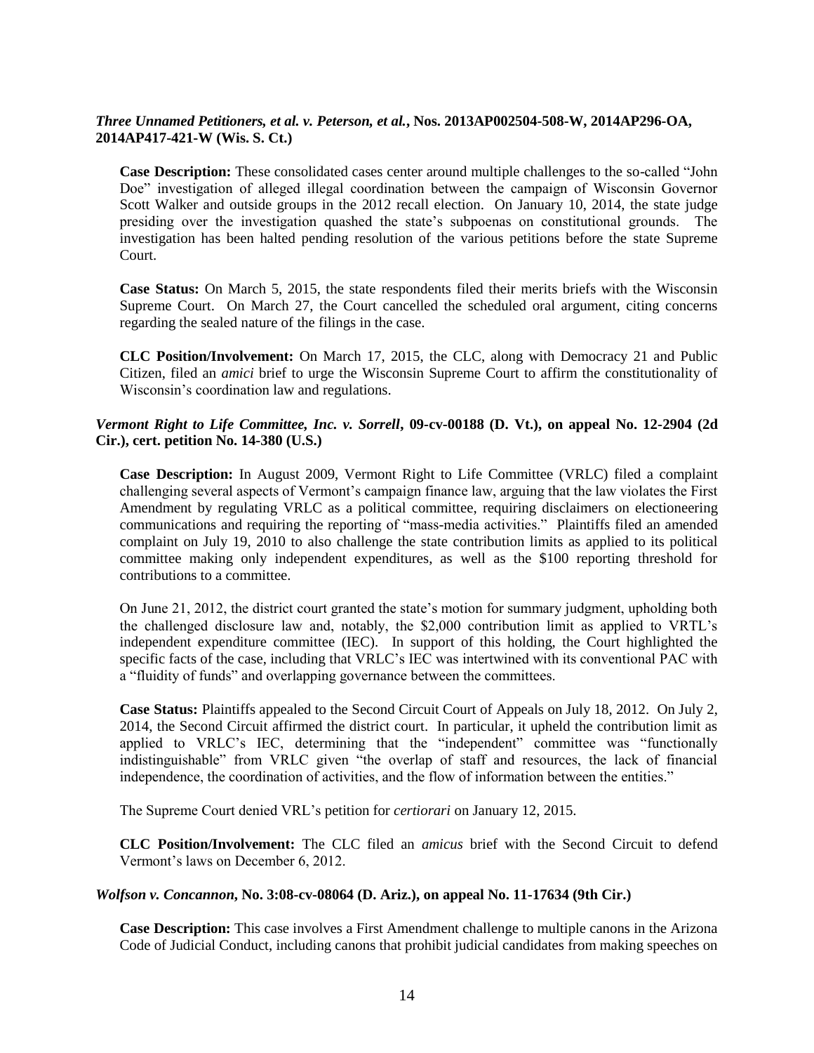***Three Unnamed Petitioners, et al. v. Peterson, et al.*, Nos. 2013AP002504-508-W, 2014AP296-OA, 2014AP417-421-W (Wis. S. Ct.)**

**Case Description:** These consolidated cases center around multiple challenges to the so-called "John Doe" investigation of alleged illegal coordination between the campaign of Wisconsin Governor Scott Walker and outside groups in the 2012 recall election. On January 10, 2014, the state judge presiding over the investigation quashed the state's subpoenas on constitutional grounds. The investigation has been halted pending resolution of the various petitions before the state Supreme Court.

**Case Status:** On March 5, 2015, the state respondents filed their merits briefs with the Wisconsin Supreme Court. On March 27, the Court cancelled the scheduled oral argument, citing concerns regarding the sealed nature of the filings in the case.

**CLC Position/Involvement:** On March 17, 2015, the CLC, along with Democracy 21 and Public Citizen, filed an *amici* brief to urge the Wisconsin Supreme Court to affirm the constitutionality of Wisconsin's coordination law and regulations.

***Vermont Right to Life Committee, Inc. v. Sorrell*, 09-cv-00188 (D. Vt.), on appeal No. 12-2904 (2d Cir.), cert. petition No. 14-380 (U.S.)**

**Case Description:** In August 2009, Vermont Right to Life Committee (VRLC) filed a complaint challenging several aspects of Vermont's campaign finance law, arguing that the law violates the First Amendment by regulating VRLC as a political committee, requiring disclaimers on electioneering communications and requiring the reporting of "mass-media activities." Plaintiffs filed an amended complaint on July 19, 2010 to also challenge the state contribution limits as applied to its political committee making only independent expenditures, as well as the $100 reporting threshold for contributions to a committee.

On June 21, 2012, the district court granted the state's motion for summary judgment, upholding both the challenged disclosure law and, notably, the $2,000 contribution limit as applied to VRTL's independent expenditure committee (IEC). In support of this holding, the Court highlighted the specific facts of the case, including that VRLC's IEC was intertwined with its conventional PAC with a "fluidity of funds" and overlapping governance between the committees.

**Case Status:** Plaintiffs appealed to the Second Circuit Court of Appeals on July 18, 2012. On July 2, 2014, the Second Circuit affirmed the district court. In particular, it upheld the contribution limit as applied to VRLC's IEC, determining that the "independent" committee was "functionally indistinguishable" from VRLC given "the overlap of staff and resources, the lack of financial independence, the coordination of activities, and the flow of information between the entities."

The Supreme Court denied VRL's petition for *certiorari* on January 12, 2015.

**CLC Position/Involvement:** The CLC filed an *amicus* brief with the Second Circuit to defend Vermont's laws on December 6, 2012.

***Wolfson v. Concannon*, No. 3:08-cv-08064 (D. Ariz.), on appeal No. 11-17634 (9th Cir.)**

**Case Description:** This case involves a First Amendment challenge to multiple canons in the Arizona Code of Judicial Conduct, including canons that prohibit judicial candidates from making speeches on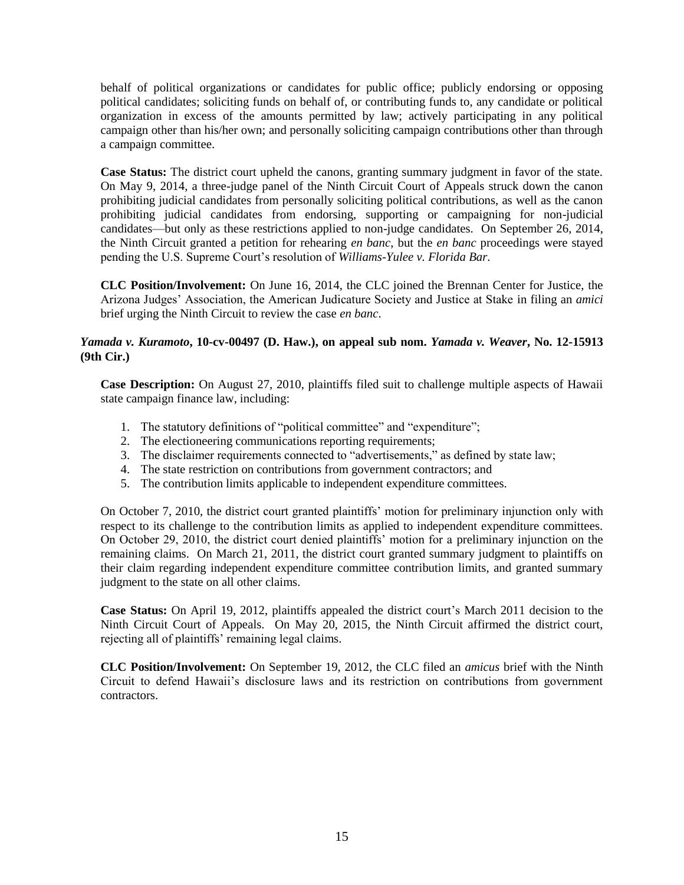behalf of political organizations or candidates for public office; publicly endorsing or opposing political candidates; soliciting funds on behalf of, or contributing funds to, any candidate or political organization in excess of the amounts permitted by law; actively participating in any political campaign other than his/her own; and personally soliciting campaign contributions other than through a campaign committee.

**Case Status:** The district court upheld the canons, granting summary judgment in favor of the state. On May 9, 2014, a three-judge panel of the Ninth Circuit Court of Appeals struck down the canon prohibiting judicial candidates from personally soliciting political contributions, as well as the canon prohibiting judicial candidates from endorsing, supporting or campaigning for non-judicial candidates—but only as these restrictions applied to non-judge candidates. On September 26, 2014, the Ninth Circuit granted a petition for rehearing *en banc*, but the *en banc* proceedings were stayed pending the U.S. Supreme Court's resolution of *Williams-Yulee v. Florida Bar*.

**CLC Position/Involvement:** On June 16, 2014, the CLC joined the Brennan Center for Justice, the Arizona Judges' Association, the American Judicature Society and Justice at Stake in filing an *amici* brief urging the Ninth Circuit to review the case *en banc*.

***Yamada v. Kuramoto*, 10-cv-00497 (D. Haw.), on appeal sub nom. *Yamada v. Weaver*, No. 12-15913 (9th Cir.)**

**Case Description:** On August 27, 2010, plaintiffs filed suit to challenge multiple aspects of Hawaii state campaign finance law, including:

1. The statutory definitions of "political committee" and "expenditure";
2. The electioneering communications reporting requirements;
3. The disclaimer requirements connected to "advertisements," as defined by state law;
4. The state restriction on contributions from government contractors; and
5. The contribution limits applicable to independent expenditure committees.

On October 7, 2010, the district court granted plaintiffs' motion for preliminary injunction only with respect to its challenge to the contribution limits as applied to independent expenditure committees. On October 29, 2010, the district court denied plaintiffs' motion for a preliminary injunction on the remaining claims. On March 21, 2011, the district court granted summary judgment to plaintiffs on their claim regarding independent expenditure committee contribution limits, and granted summary judgment to the state on all other claims.

**Case Status:** On April 19, 2012, plaintiffs appealed the district court's March 2011 decision to the Ninth Circuit Court of Appeals. On May 20, 2015, the Ninth Circuit affirmed the district court, rejecting all of plaintiffs' remaining legal claims.

**CLC Position/Involvement:** On September 19, 2012, the CLC filed an *amicus* brief with the Ninth Circuit to defend Hawaii's disclosure laws and its restriction on contributions from government contractors.